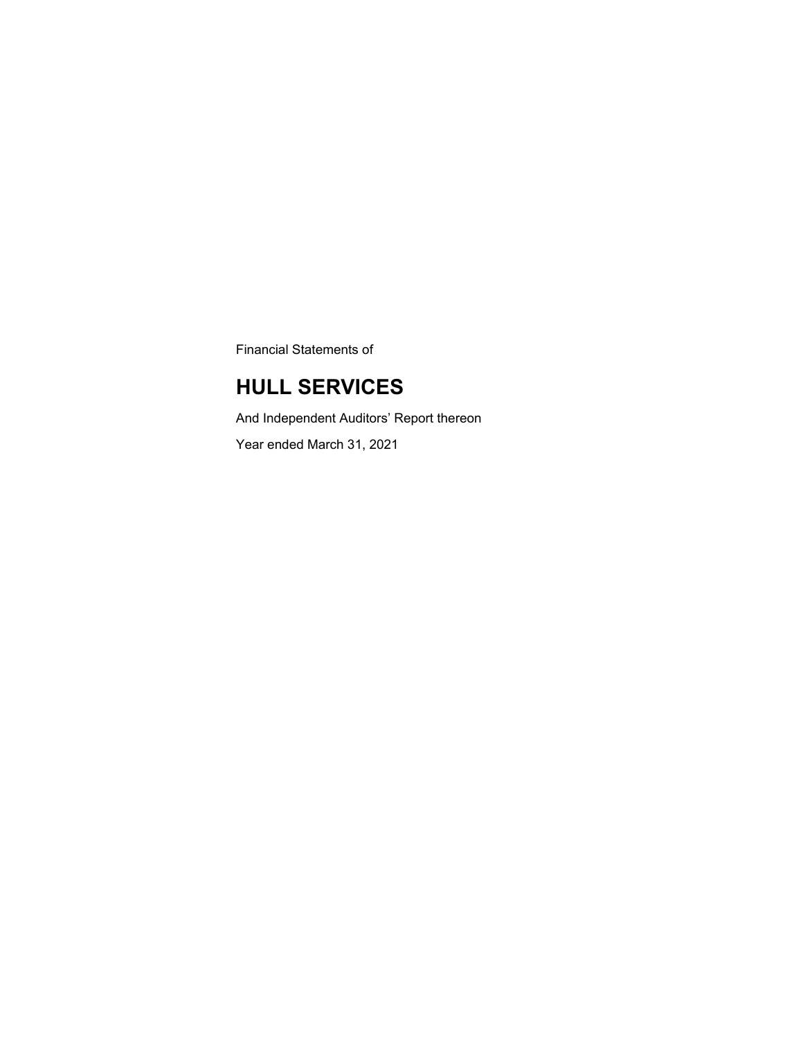Financial Statements of

# HULL SERVICES

And Independent Auditors' Report thereon

Year ended March 31, 2021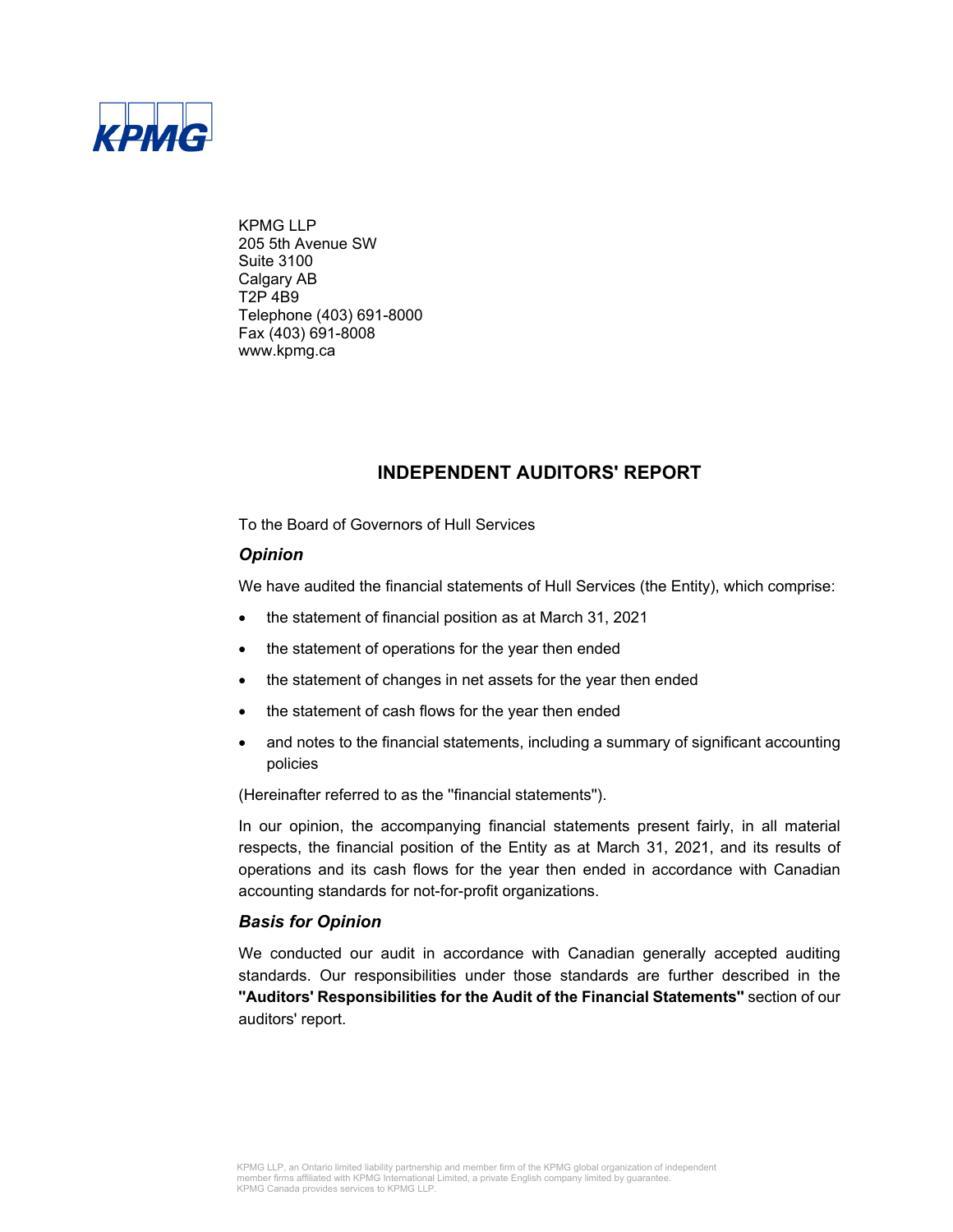KPMG LLP
205 5th Avenue SW
Suite 3100
Calgary AB
T2P 4B9
Telephone (403) 691-8000
Fax (403) 691-8008
www.kpmg.ca

# INDEPENDENT AUDITORS' REPORT

To the Board of Governors of Hull Services

### *Opinion*

We have audited the financial statements of Hull Services (the Entity), which comprise:

- the statement of financial position as at March 31, 2021
- the statement of operations for the year then ended
- the statement of changes in net assets for the year then ended
- the statement of cash flows for the year then ended
- and notes to the financial statements, including a summary of significant accounting policies

(Hereinafter referred to as the "financial statements").

In our opinion, the accompanying financial statements present fairly, in all material respects, the financial position of the Entity as at March 31, 2021, and its results of operations and its cash flows for the year then ended in accordance with Canadian accounting standards for not-for-profit organizations.

### *Basis for Opinion*

We conducted our audit in accordance with Canadian generally accepted auditing standards. Our responsibilities under those standards are further described in the **"Auditors' Responsibilities for the Audit of the Financial Statements"** section of our auditors' report.

KPMG LLP, an Ontario limited liability partnership and member firm of the KPMG global organization of independent member firms affiliated with KPMG International Limited, a private English company limited by guarantee.
KPMG Canada provides services to KPMG LLP.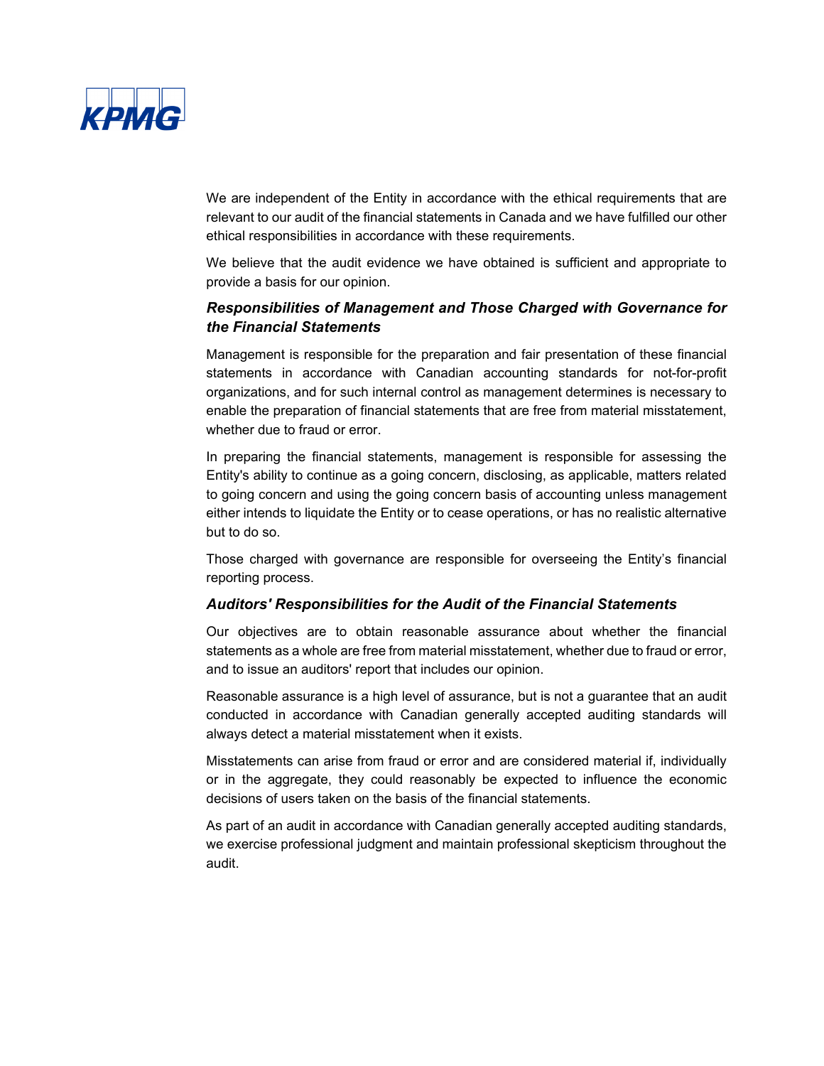We are independent of the Entity in accordance with the ethical requirements that are relevant to our audit of the financial statements in Canada and we have fulfilled our other ethical responsibilities in accordance with these requirements.

We believe that the audit evidence we have obtained is sufficient and appropriate to provide a basis for our opinion.

### *Responsibilities of Management and Those Charged with Governance for the Financial Statements*

Management is responsible for the preparation and fair presentation of these financial statements in accordance with Canadian accounting standards for not-for-profit organizations, and for such internal control as management determines is necessary to enable the preparation of financial statements that are free from material misstatement, whether due to fraud or error.

In preparing the financial statements, management is responsible for assessing the Entity's ability to continue as a going concern, disclosing, as applicable, matters related to going concern and using the going concern basis of accounting unless management either intends to liquidate the Entity or to cease operations, or has no realistic alternative but to do so.

Those charged with governance are responsible for overseeing the Entity's financial reporting process.

### *Auditors' Responsibilities for the Audit of the Financial Statements*

Our objectives are to obtain reasonable assurance about whether the financial statements as a whole are free from material misstatement, whether due to fraud or error, and to issue an auditors' report that includes our opinion.

Reasonable assurance is a high level of assurance, but is not a guarantee that an audit conducted in accordance with Canadian generally accepted auditing standards will always detect a material misstatement when it exists.

Misstatements can arise from fraud or error and are considered material if, individually or in the aggregate, they could reasonably be expected to influence the economic decisions of users taken on the basis of the financial statements.

As part of an audit in accordance with Canadian generally accepted auditing standards, we exercise professional judgment and maintain professional skepticism throughout the audit.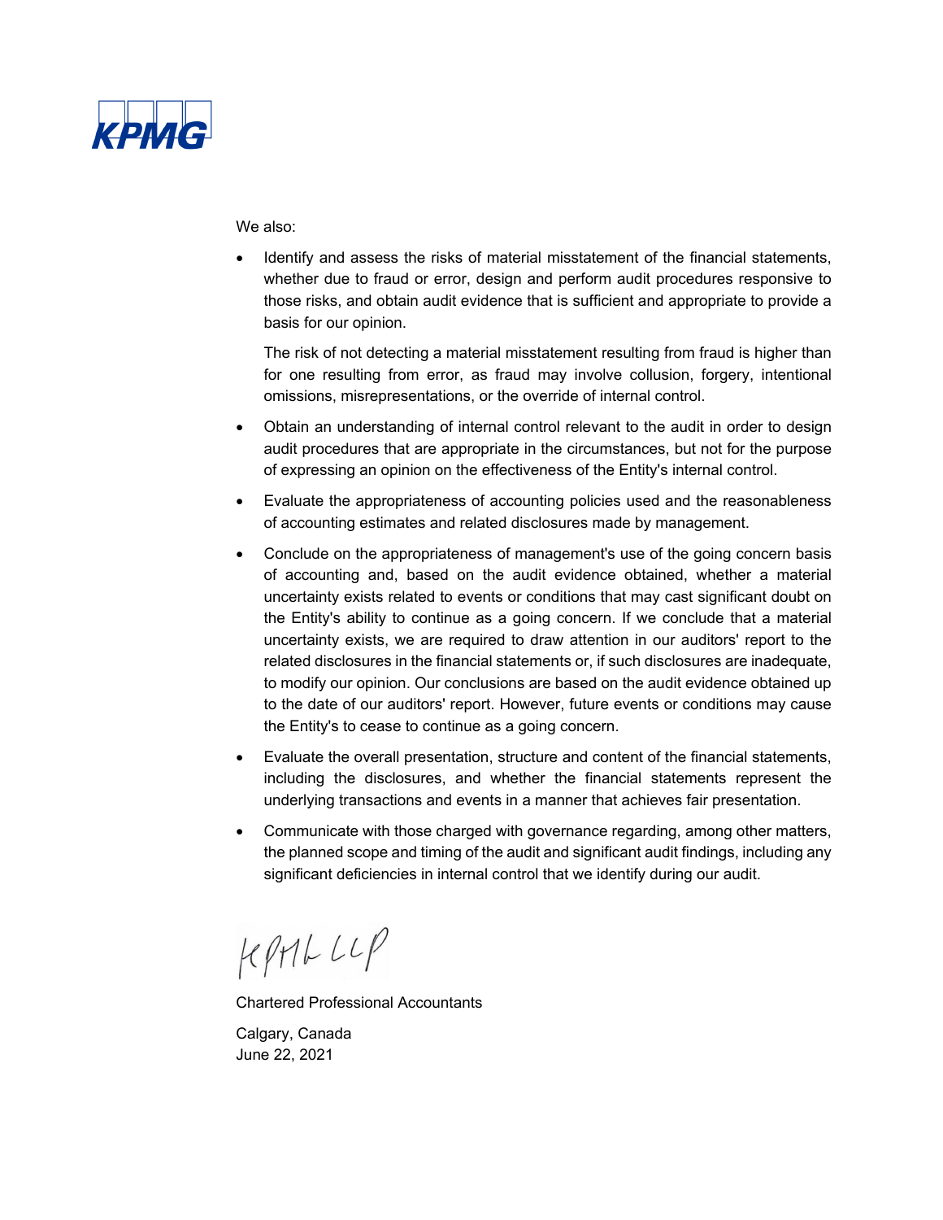We also:

- Identify and assess the risks of material misstatement of the financial statements, whether due to fraud or error, design and perform audit procedures responsive to those risks, and obtain audit evidence that is sufficient and appropriate to provide a basis for our opinion.

  The risk of not detecting a material misstatement resulting from fraud is higher than for one resulting from error, as fraud may involve collusion, forgery, intentional omissions, misrepresentations, or the override of internal control.

- Obtain an understanding of internal control relevant to the audit in order to design audit procedures that are appropriate in the circumstances, but not for the purpose of expressing an opinion on the effectiveness of the Entity's internal control.

- Evaluate the appropriateness of accounting policies used and the reasonableness of accounting estimates and related disclosures made by management.

- Conclude on the appropriateness of management's use of the going concern basis of accounting and, based on the audit evidence obtained, whether a material uncertainty exists related to events or conditions that may cast significant doubt on the Entity's ability to continue as a going concern. If we conclude that a material uncertainty exists, we are required to draw attention in our auditors' report to the related disclosures in the financial statements or, if such disclosures are inadequate, to modify our opinion. Our conclusions are based on the audit evidence obtained up to the date of our auditors' report. However, future events or conditions may cause the Entity's to cease to continue as a going concern.

- Evaluate the overall presentation, structure and content of the financial statements, including the disclosures, and whether the financial statements represent the underlying transactions and events in a manner that achieves fair presentation.

- Communicate with those charged with governance regarding, among other matters, the planned scope and timing of the audit and significant audit findings, including any significant deficiencies in internal control that we identify during our audit.

KPMG LLP

Chartered Professional Accountants

Calgary, Canada
June 22, 2021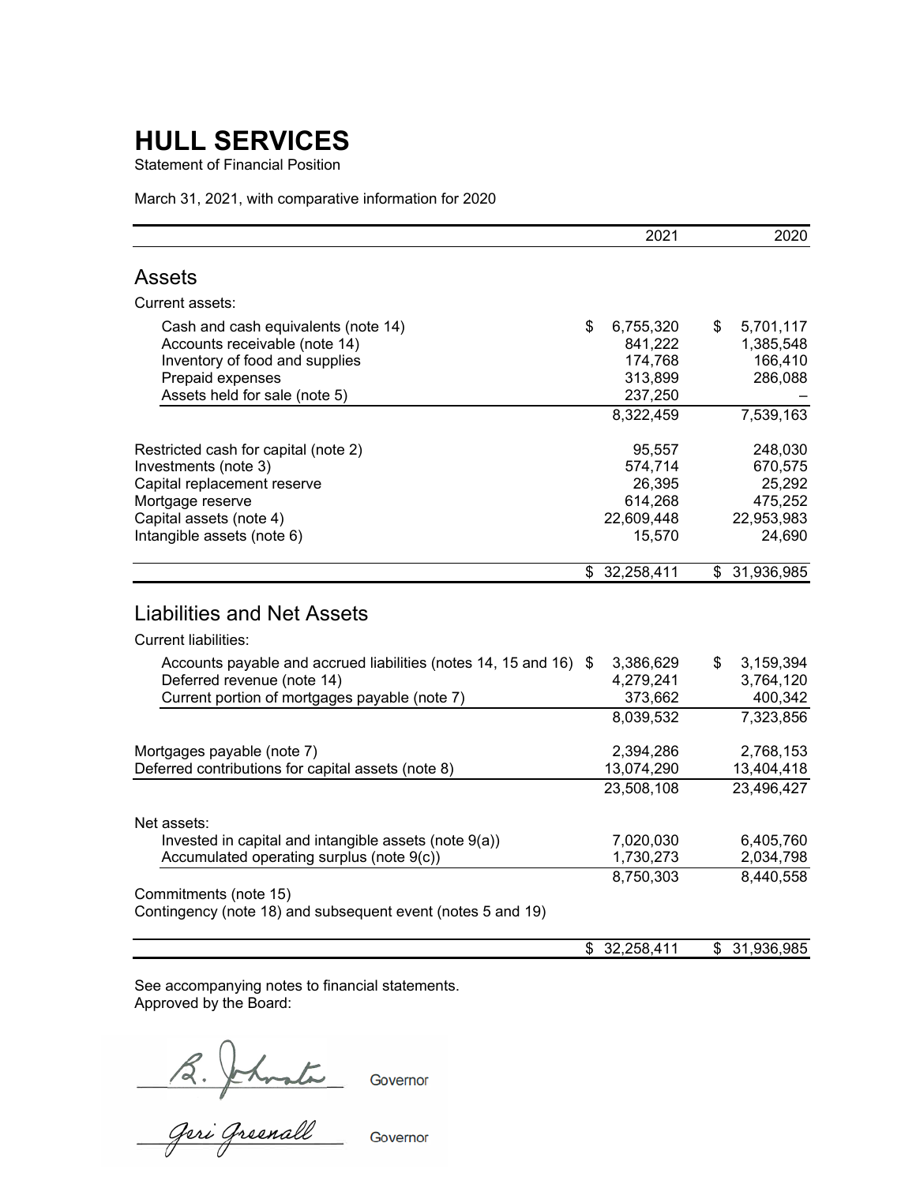# HULL SERVICES

Statement of Financial Position

March 31, 2021, with comparative information for 2020

| | 2021 | 2020 |
|---|---|---|
| **Assets** | | |
| Current assets: | | |
| Cash and cash equivalents (note 14) | $ 6,755,320 | $ 5,701,117 |
| Accounts receivable (note 14) | 841,222 | 1,385,548 |
| Inventory of food and supplies | 174,768 | 166,410 |
| Prepaid expenses | 313,899 | 286,088 |
| Assets held for sale (note 5) | 237,250 | – |
| | 8,322,459 | 7,539,163 |
| Restricted cash for capital (note 2) | 95,557 | 248,030 |
| Investments (note 3) | 574,714 | 670,575 |
| Capital replacement reserve | 26,395 | 25,292 |
| Mortgage reserve | 614,268 | 475,252 |
| Capital assets (note 4) | 22,609,448 | 22,953,983 |
| Intangible assets (note 6) | 15,570 | 24,690 |
| | $ 32,258,411 | $ 31,936,985 |
| **Liabilities and Net Assets** | | |
| Current liabilities: | | |
| Accounts payable and accrued liabilities (notes 14, 15 and 16) | $ 3,386,629 | $ 3,159,394 |
| Deferred revenue (note 14) | 4,279,241 | 3,764,120 |
| Current portion of mortgages payable (note 7) | 373,662 | 400,342 |
| | 8,039,532 | 7,323,856 |
| Mortgages payable (note 7) | 2,394,286 | 2,768,153 |
| Deferred contributions for capital assets (note 8) | 13,074,290 | 13,404,418 |
| | 23,508,108 | 23,496,427 |
| Net assets: | | |
| Invested in capital and intangible assets (note 9(a)) | 7,020,030 | 6,405,760 |
| Accumulated operating surplus (note 9(c)) | 1,730,273 | 2,034,798 |
| | 8,750,303 | 8,440,558 |
| Commitments (note 15) | | |
| Contingency (note 18) and subsequent event (notes 5 and 19) | | |
| | $ 32,258,411 | $ 31,936,985 |

See accompanying notes to financial statements.

Approved by the Board:

B. Johnston, Governor

Geri Greenall, Governor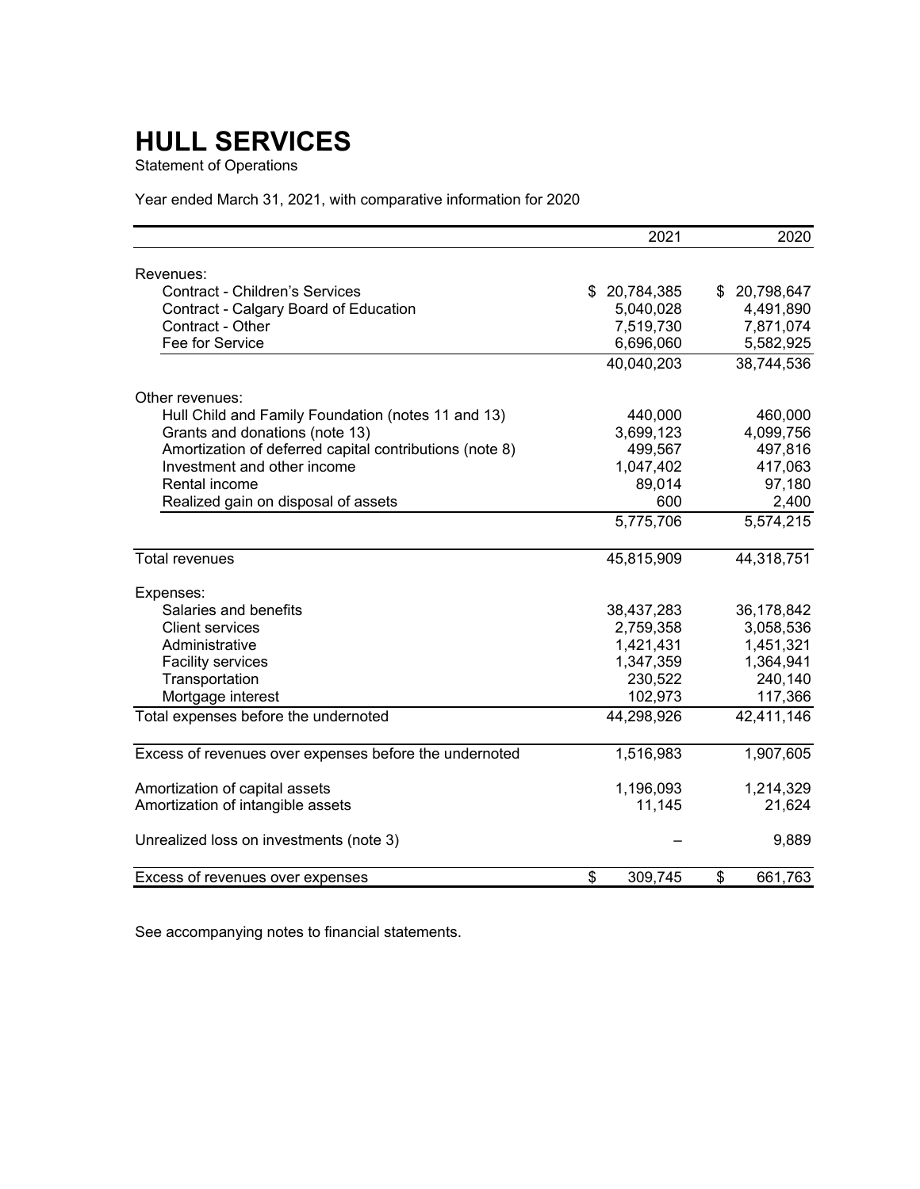# HULL SERVICES

Statement of Operations

Year ended March 31, 2021, with comparative information for 2020

| | 2021 | 2020 |
|---|---|---|
| Revenues: | | |
| Contract - Children's Services | $ 20,784,385 | $ 20,798,647 |
| Contract - Calgary Board of Education | 5,040,028 | 4,491,890 |
| Contract - Other | 7,519,730 | 7,871,074 |
| Fee for Service | 6,696,060 | 5,582,925 |
| | 40,040,203 | 38,744,536 |
| Other revenues: | | |
| Hull Child and Family Foundation (notes 11 and 13) | 440,000 | 460,000 |
| Grants and donations (note 13) | 3,699,123 | 4,099,756 |
| Amortization of deferred capital contributions (note 8) | 499,567 | 497,816 |
| Investment and other income | 1,047,402 | 417,063 |
| Rental income | 89,014 | 97,180 |
| Realized gain on disposal of assets | 600 | 2,400 |
| | 5,775,706 | 5,574,215 |
| Total revenues | 45,815,909 | 44,318,751 |
| Expenses: | | |
| Salaries and benefits | 38,437,283 | 36,178,842 |
| Client services | 2,759,358 | 3,058,536 |
| Administrative | 1,421,431 | 1,451,321 |
| Facility services | 1,347,359 | 1,364,941 |
| Transportation | 230,522 | 240,140 |
| Mortgage interest | 102,973 | 117,366 |
| Total expenses before the undernoted | 44,298,926 | 42,411,146 |
| Excess of revenues over expenses before the undernoted | 1,516,983 | 1,907,605 |
| Amortization of capital assets | 1,196,093 | 1,214,329 |
| Amortization of intangible assets | 11,145 | 21,624 |
| Unrealized loss on investments (note 3) | – | 9,889 |
| Excess of revenues over expenses | $ 309,745 | $ 661,763 |

See accompanying notes to financial statements.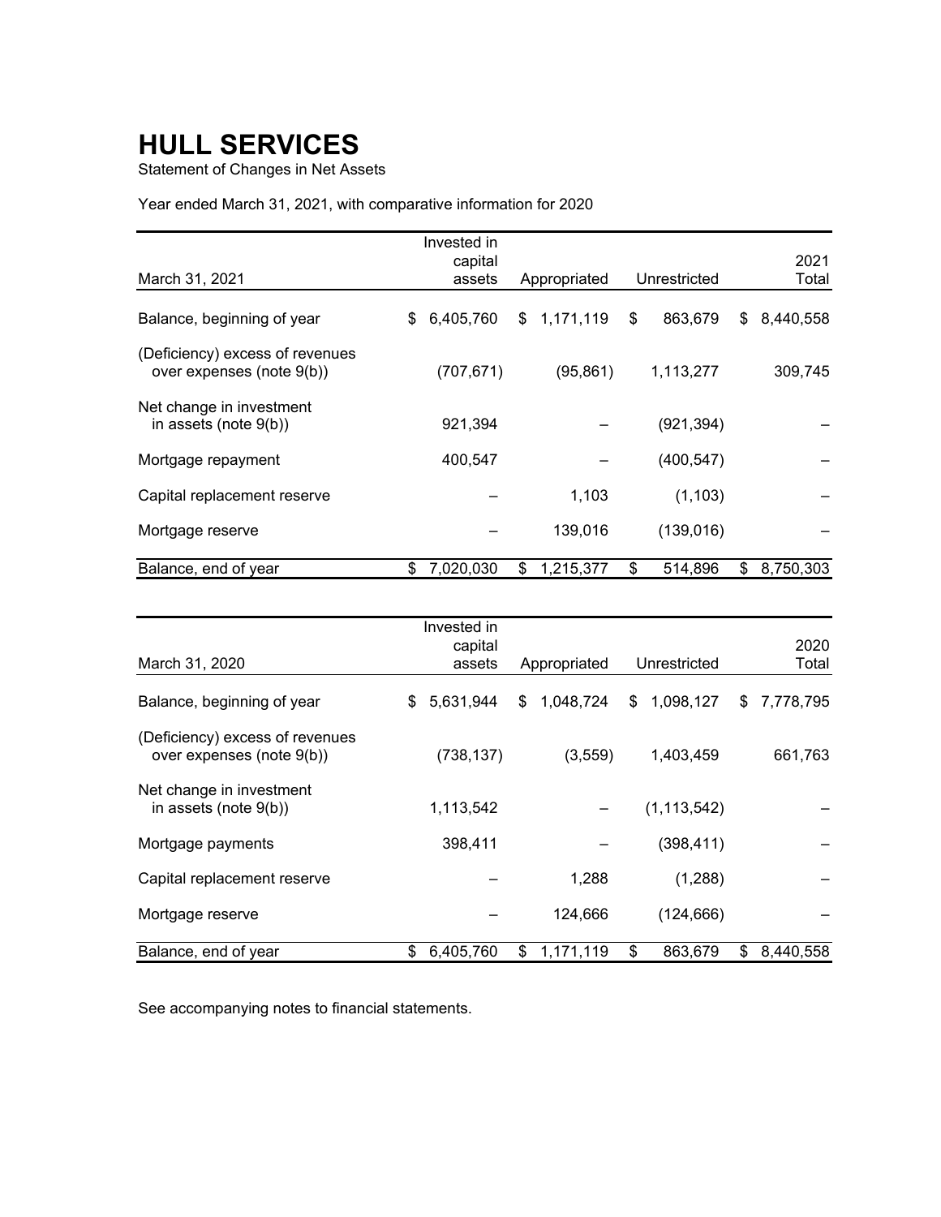# HULL SERVICES

Statement of Changes in Net Assets

Year ended March 31, 2021, with comparative information for 2020

| March 31, 2021 | Invested in capital assets | Appropriated | Unrestricted | 2021 Total |
|---|---|---|---|---|
| Balance, beginning of year | $ 6,405,760 | $ 1,171,119 | $ 863,679 | $ 8,440,558 |
| (Deficiency) excess of revenues over expenses (note 9(b)) | (707,671) | (95,861) | 1,113,277 | 309,745 |
| Net change in investment in assets (note 9(b)) | 921,394 | – | (921,394) | – |
| Mortgage repayment | 400,547 | – | (400,547) | – |
| Capital replacement reserve | – | 1,103 | (1,103) | – |
| Mortgage reserve | – | 139,016 | (139,016) | – |
| Balance, end of year | $ 7,020,030 | $ 1,215,377 | $ 514,896 | $ 8,750,303 |

| March 31, 2020 | Invested in capital assets | Appropriated | Unrestricted | 2020 Total |
|---|---|---|---|---|
| Balance, beginning of year | $ 5,631,944 | $ 1,048,724 | $ 1,098,127 | $ 7,778,795 |
| (Deficiency) excess of revenues over expenses (note 9(b)) | (738,137) | (3,559) | 1,403,459 | 661,763 |
| Net change in investment in assets (note 9(b)) | 1,113,542 | – | (1,113,542) | – |
| Mortgage payments | 398,411 | – | (398,411) | – |
| Capital replacement reserve | – | 1,288 | (1,288) | – |
| Mortgage reserve | – | 124,666 | (124,666) | – |
| Balance, end of year | $ 6,405,760 | $ 1,171,119 | $ 863,679 | $ 8,440,558 |

See accompanying notes to financial statements.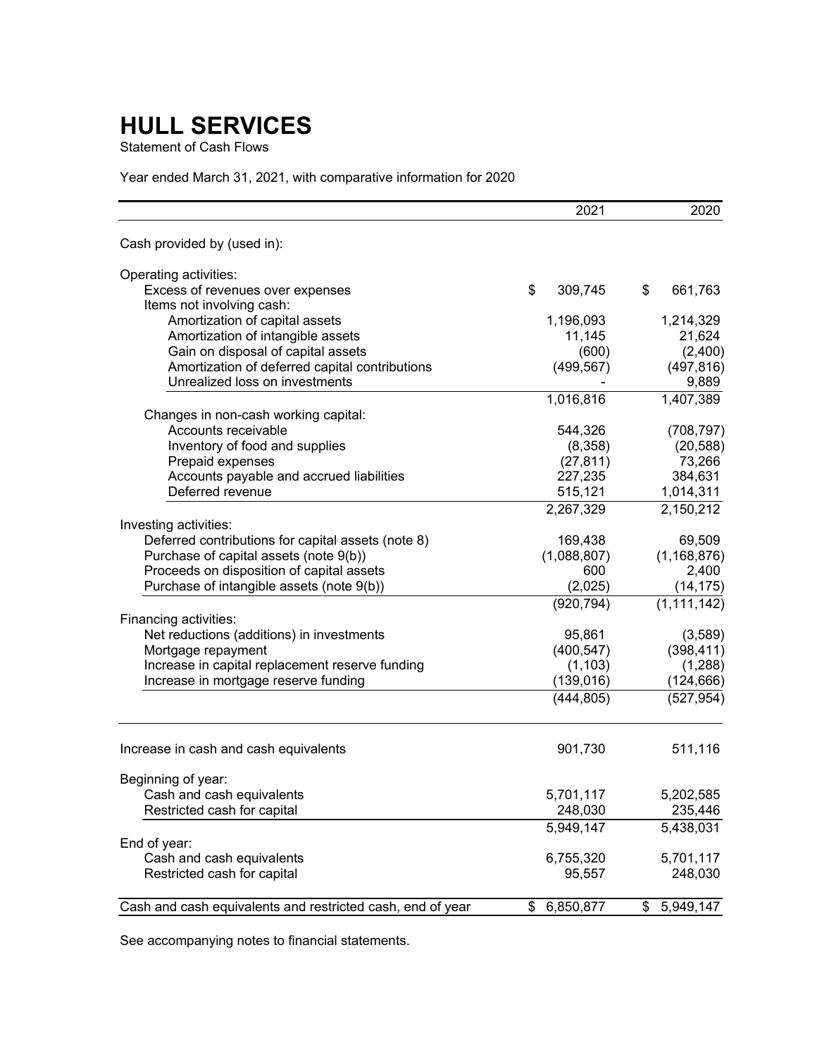# HULL SERVICES

Statement of Cash Flows

Year ended March 31, 2021, with comparative information for 2020

| | 2021 | 2020 |
|---|---|---|
| Cash provided by (used in): | | |
| Operating activities: | | |
| Excess of revenues over expenses | $ 309,745 | $ 661,763 |
| Items not involving cash: | | |
| Amortization of capital assets | 1,196,093 | 1,214,329 |
| Amortization of intangible assets | 11,145 | 21,624 |
| Gain on disposal of capital assets | (600) | (2,400) |
| Amortization of deferred capital contributions | (499,567) | (497,816) |
| Unrealized loss on investments | - | 9,889 |
| | 1,016,816 | 1,407,389 |
| Changes in non-cash working capital: | | |
| Accounts receivable | 544,326 | (708,797) |
| Inventory of food and supplies | (8,358) | (20,588) |
| Prepaid expenses | (27,811) | 73,266 |
| Accounts payable and accrued liabilities | 227,235 | 384,631 |
| Deferred revenue | 515,121 | 1,014,311 |
| | 2,267,329 | 2,150,212 |
| Investing activities: | | |
| Deferred contributions for capital assets (note 8) | 169,438 | 69,509 |
| Purchase of capital assets (note 9(b)) | (1,088,807) | (1,168,876) |
| Proceeds on disposition of capital assets | 600 | 2,400 |
| Purchase of intangible assets (note 9(b)) | (2,025) | (14,175) |
| | (920,794) | (1,111,142) |
| Financing activities: | | |
| Net reductions (additions) in investments | 95,861 | (3,589) |
| Mortgage repayment | (400,547) | (398,411) |
| Increase in capital replacement reserve funding | (1,103) | (1,288) |
| Increase in mortgage reserve funding | (139,016) | (124,666) |
| | (444,805) | (527,954) |
| Increase in cash and cash equivalents | 901,730 | 511,116 |
| Beginning of year: | | |
| Cash and cash equivalents | 5,701,117 | 5,202,585 |
| Restricted cash for capital | 248,030 | 235,446 |
| | 5,949,147 | 5,438,031 |
| End of year: | | |
| Cash and cash equivalents | 6,755,320 | 5,701,117 |
| Restricted cash for capital | 95,557 | 248,030 |
| Cash and cash equivalents and restricted cash, end of year | $ 6,850,877 | $ 5,949,147 |

See accompanying notes to financial statements.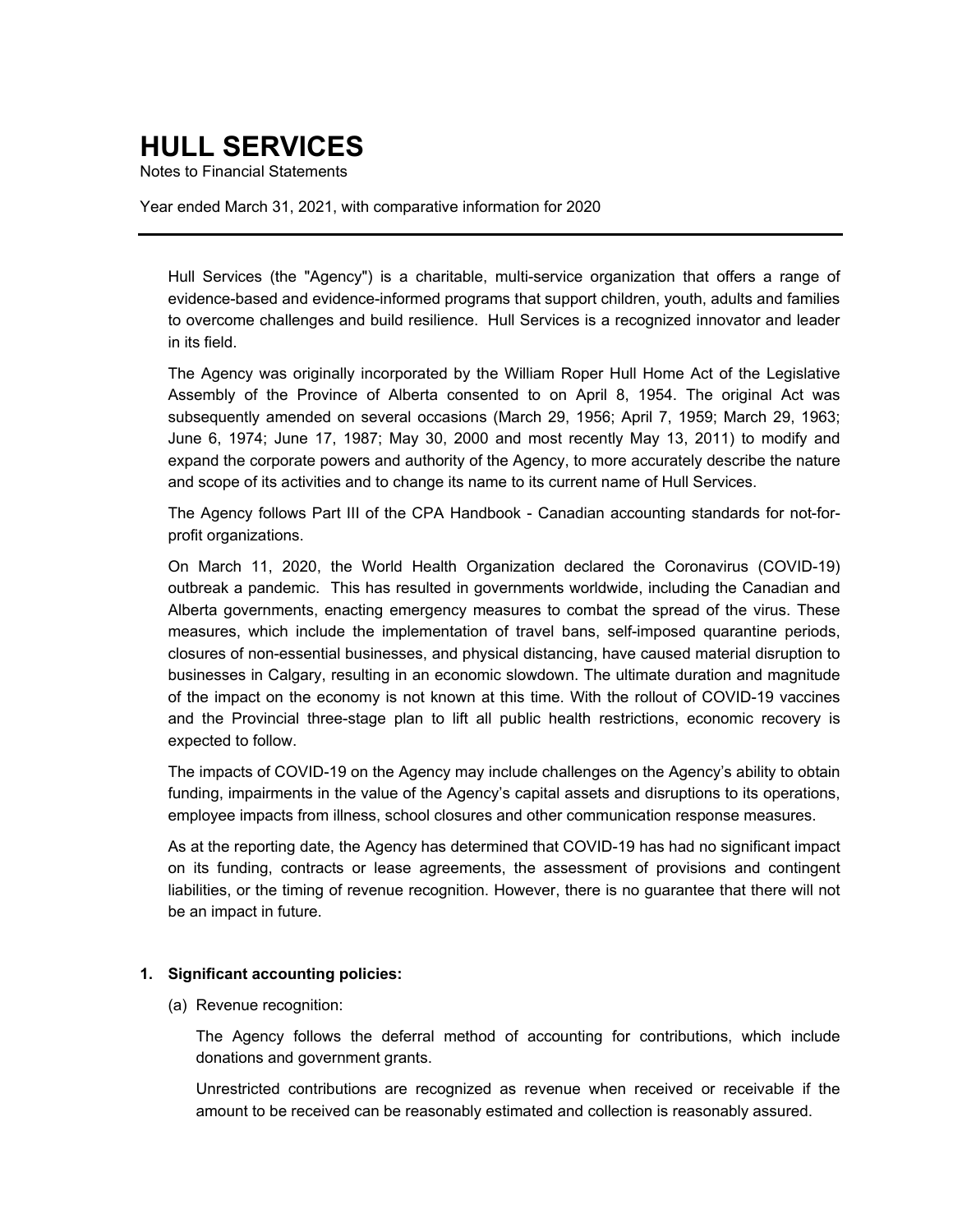# HULL SERVICES

Notes to Financial Statements

Year ended March 31, 2021, with comparative information for 2020

---

Hull Services (the "Agency") is a charitable, multi-service organization that offers a range of evidence-based and evidence-informed programs that support children, youth, adults and families to overcome challenges and build resilience. Hull Services is a recognized innovator and leader in its field.

The Agency was originally incorporated by the William Roper Hull Home Act of the Legislative Assembly of the Province of Alberta consented to on April 8, 1954. The original Act was subsequently amended on several occasions (March 29, 1956; April 7, 1959; March 29, 1963; June 6, 1974; June 17, 1987; May 30, 2000 and most recently May 13, 2011) to modify and expand the corporate powers and authority of the Agency, to more accurately describe the nature and scope of its activities and to change its name to its current name of Hull Services.

The Agency follows Part III of the CPA Handbook - Canadian accounting standards for not-for-profit organizations.

On March 11, 2020, the World Health Organization declared the Coronavirus (COVID-19) outbreak a pandemic. This has resulted in governments worldwide, including the Canadian and Alberta governments, enacting emergency measures to combat the spread of the virus. These measures, which include the implementation of travel bans, self-imposed quarantine periods, closures of non-essential businesses, and physical distancing, have caused material disruption to businesses in Calgary, resulting in an economic slowdown. The ultimate duration and magnitude of the impact on the economy is not known at this time. With the rollout of COVID-19 vaccines and the Provincial three-stage plan to lift all public health restrictions, economic recovery is expected to follow.

The impacts of COVID-19 on the Agency may include challenges on the Agency's ability to obtain funding, impairments in the value of the Agency's capital assets and disruptions to its operations, employee impacts from illness, school closures and other communication response measures.

As at the reporting date, the Agency has determined that COVID-19 has had no significant impact on its funding, contracts or lease agreements, the assessment of provisions and contingent liabilities, or the timing of revenue recognition. However, there is no guarantee that there will not be an impact in future.

## 1. Significant accounting policies:

(a) Revenue recognition:

The Agency follows the deferral method of accounting for contributions, which include donations and government grants.

Unrestricted contributions are recognized as revenue when received or receivable if the amount to be received can be reasonably estimated and collection is reasonably assured.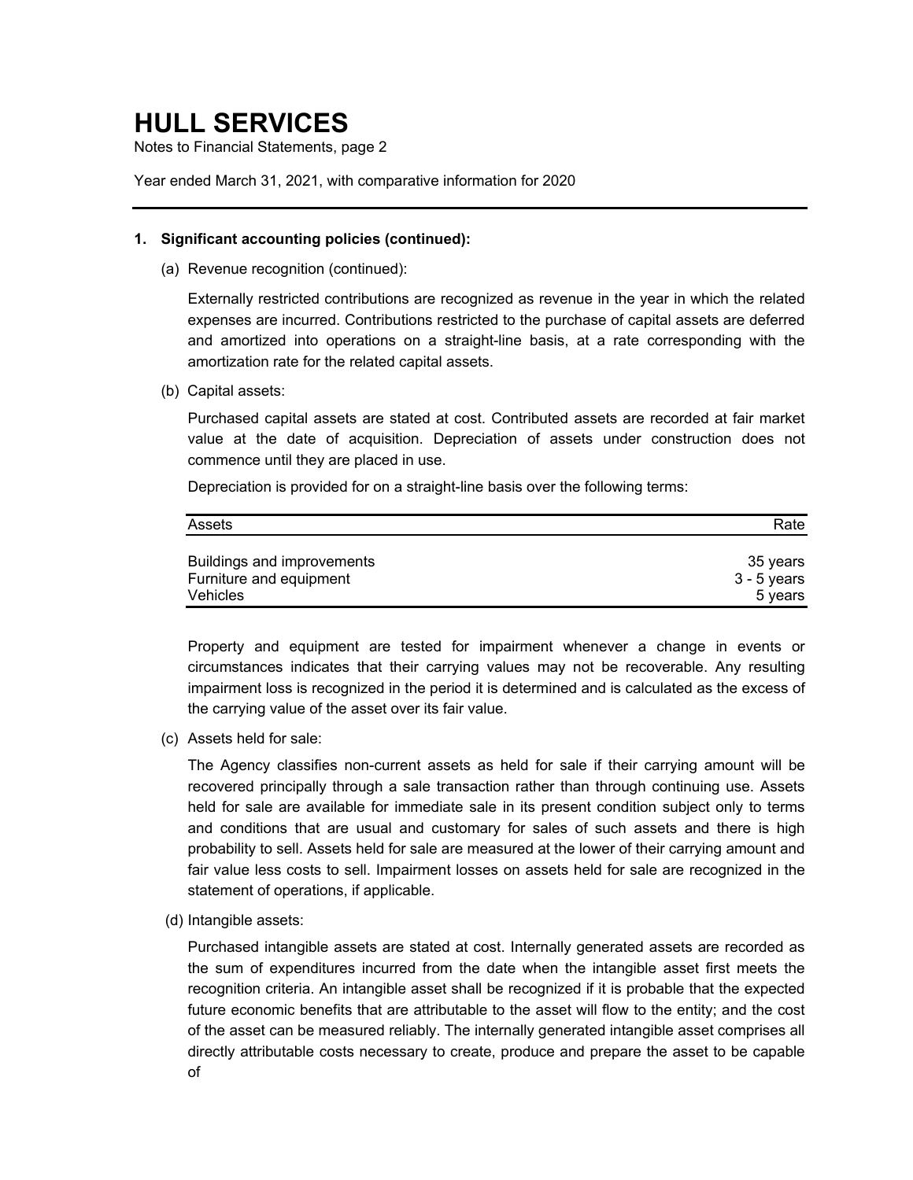# HULL SERVICES

Notes to Financial Statements, page 2

Year ended March 31, 2021, with comparative information for 2020

---

**1. Significant accounting policies (continued):**

(a) Revenue recognition (continued):

Externally restricted contributions are recognized as revenue in the year in which the related expenses are incurred. Contributions restricted to the purchase of capital assets are deferred and amortized into operations on a straight-line basis, at a rate corresponding with the amortization rate for the related capital assets.

(b) Capital assets:

Purchased capital assets are stated at cost. Contributed assets are recorded at fair market value at the date of acquisition. Depreciation of assets under construction does not commence until they are placed in use.

Depreciation is provided for on a straight-line basis over the following terms:

| Assets | Rate |
|---|---|
| Buildings and improvements | 35 years |
| Furniture and equipment | 3 - 5 years |
| Vehicles | 5 years |

Property and equipment are tested for impairment whenever a change in events or circumstances indicates that their carrying values may not be recoverable. Any resulting impairment loss is recognized in the period it is determined and is calculated as the excess of the carrying value of the asset over its fair value.

(c) Assets held for sale:

The Agency classifies non-current assets as held for sale if their carrying amount will be recovered principally through a sale transaction rather than through continuing use. Assets held for sale are available for immediate sale in its present condition subject only to terms and conditions that are usual and customary for sales of such assets and there is high probability to sell. Assets held for sale are measured at the lower of their carrying amount and fair value less costs to sell. Impairment losses on assets held for sale are recognized in the statement of operations, if applicable.

(d) Intangible assets:

Purchased intangible assets are stated at cost. Internally generated assets are recorded as the sum of expenditures incurred from the date when the intangible asset first meets the recognition criteria. An intangible asset shall be recognized if it is probable that the expected future economic benefits that are attributable to the asset will flow to the entity; and the cost of the asset can be measured reliably. The internally generated intangible asset comprises all directly attributable costs necessary to create, produce and prepare the asset to be capable of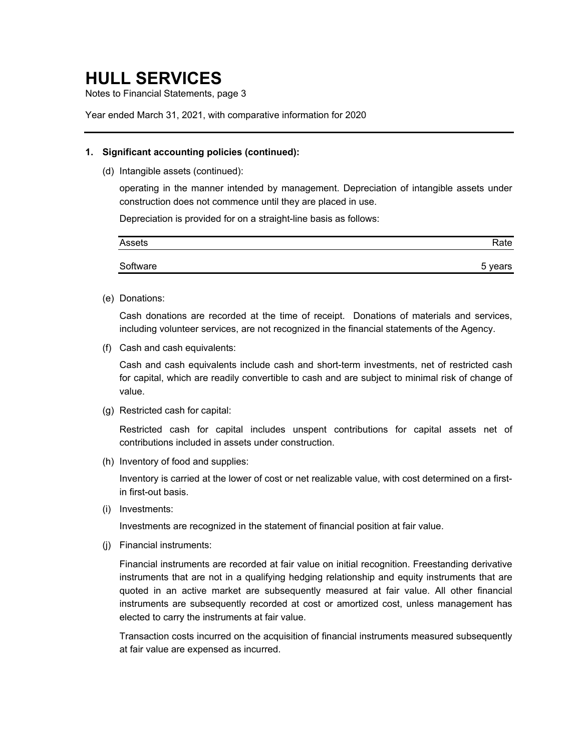# HULL SERVICES

Notes to Financial Statements, page 3

Year ended March 31, 2021, with comparative information for 2020

**1. Significant accounting policies (continued):**

(d) Intangible assets (continued):

operating in the manner intended by management. Depreciation of intangible assets under construction does not commence until they are placed in use.

Depreciation is provided for on a straight-line basis as follows:

| Assets | Rate |
|---|---|
| Software | 5 years |

(e) Donations:

Cash donations are recorded at the time of receipt. Donations of materials and services, including volunteer services, are not recognized in the financial statements of the Agency.

(f) Cash and cash equivalents:

Cash and cash equivalents include cash and short-term investments, net of restricted cash for capital, which are readily convertible to cash and are subject to minimal risk of change of value.

(g) Restricted cash for capital:

Restricted cash for capital includes unspent contributions for capital assets net of contributions included in assets under construction.

(h) Inventory of food and supplies:

Inventory is carried at the lower of cost or net realizable value, with cost determined on a first-in first-out basis.

(i) Investments:

Investments are recognized in the statement of financial position at fair value.

(j) Financial instruments:

Financial instruments are recorded at fair value on initial recognition. Freestanding derivative instruments that are not in a qualifying hedging relationship and equity instruments that are quoted in an active market are subsequently measured at fair value. All other financial instruments are subsequently recorded at cost or amortized cost, unless management has elected to carry the instruments at fair value.

Transaction costs incurred on the acquisition of financial instruments measured subsequently at fair value are expensed as incurred.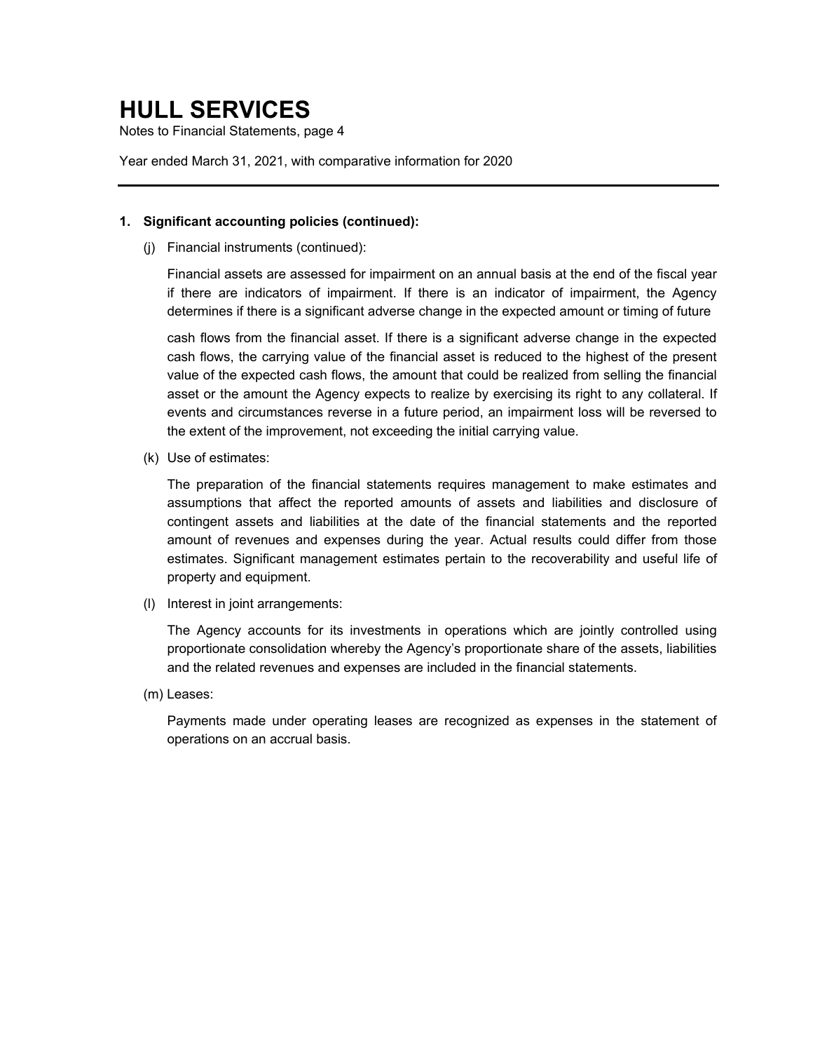## 1. Significant accounting policies (continued):

(j) Financial instruments (continued):

Financial assets are assessed for impairment on an annual basis at the end of the fiscal year if there are indicators of impairment. If there is an indicator of impairment, the Agency determines if there is a significant adverse change in the expected amount or timing of future cash flows from the financial asset. If there is a significant adverse change in the expected cash flows, the carrying value of the financial asset is reduced to the highest of the present value of the expected cash flows, the amount that could be realized from selling the financial asset or the amount the Agency expects to realize by exercising its right to any collateral. If events and circumstances reverse in a future period, an impairment loss will be reversed to the extent of the improvement, not exceeding the initial carrying value.

(k) Use of estimates:

The preparation of the financial statements requires management to make estimates and assumptions that affect the reported amounts of assets and liabilities and disclosure of contingent assets and liabilities at the date of the financial statements and the reported amount of revenues and expenses during the year. Actual results could differ from those estimates. Significant management estimates pertain to the recoverability and useful life of property and equipment.

(l) Interest in joint arrangements:

The Agency accounts for its investments in operations which are jointly controlled using proportionate consolidation whereby the Agency's proportionate share of the assets, liabilities and the related revenues and expenses are included in the financial statements.

(m) Leases:

Payments made under operating leases are recognized as expenses in the statement of operations on an accrual basis.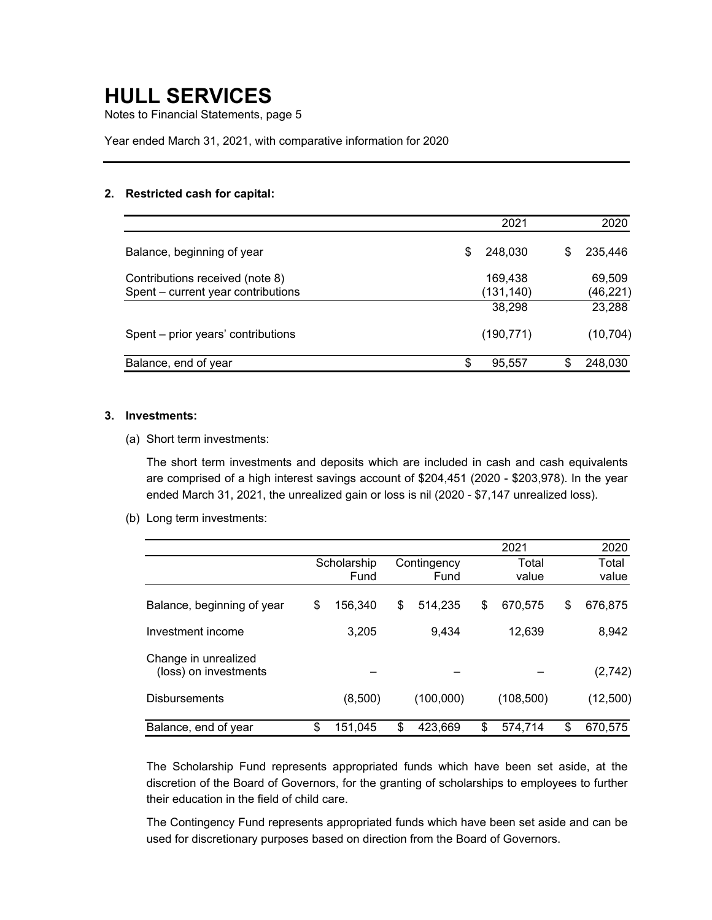# HULL SERVICES

Notes to Financial Statements, page 5

Year ended March 31, 2021, with comparative information for 2020

**2. Restricted cash for capital:**

| | 2021 | 2020 |
|---|---|---|
| Balance, beginning of year | $ 248,030 | $ 235,446 |
| Contributions received (note 8) | 169,438 | 69,509 |
| Spent – current year contributions | (131,140) | (46,221) |
| | 38,298 | 23,288 |
| Spent – prior years' contributions | (190,771) | (10,704) |
| Balance, end of year | $ 95,557 | $ 248,030 |

**3. Investments:**

(a) Short term investments:

The short term investments and deposits which are included in cash and cash equivalents are comprised of a high interest savings account of $204,451 (2020 - $203,978). In the year ended March 31, 2021, the unrealized gain or loss is nil (2020 - $7,147 unrealized loss).

(b) Long term investments:

| | | | 2021 | 2020 |
|---|---|---|---|---|
| | Scholarship Fund | Contingency Fund | Total value | Total value |
| Balance, beginning of year | $ 156,340 | $ 514,235 | $ 670,575 | $ 676,875 |
| Investment income | 3,205 | 9,434 | 12,639 | 8,942 |
| Change in unrealized (loss) on investments | – | – | – | (2,742) |
| Disbursements | (8,500) | (100,000) | (108,500) | (12,500) |
| Balance, end of year | $ 151,045 | $ 423,669 | $ 574,714 | $ 670,575 |

The Scholarship Fund represents appropriated funds which have been set aside, at the discretion of the Board of Governors, for the granting of scholarships to employees to further their education in the field of child care.

The Contingency Fund represents appropriated funds which have been set aside and can be used for discretionary purposes based on direction from the Board of Governors.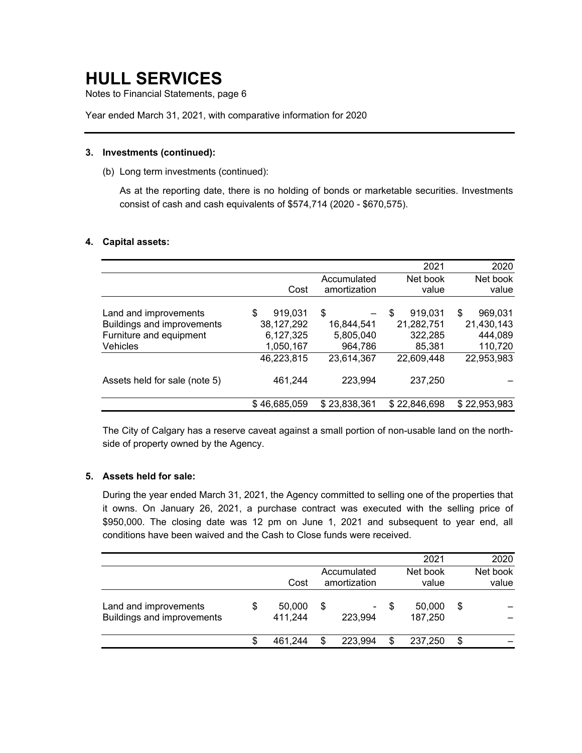# HULL SERVICES

Notes to Financial Statements, page 6

Year ended March 31, 2021, with comparative information for 2020

**3. Investments (continued):**

(b) Long term investments (continued):

As at the reporting date, there is no holding of bonds or marketable securities. Investments consist of cash and cash equivalents of $574,714 (2020 - $670,575).

**4. Capital assets:**

| | | | 2021 | 2020 |
|---|---|---|---|---|
| | Cost | Accumulated amortization | Net book value | Net book value |
| Land and improvements | $ 919,031 | $ – | $ 919,031 | $ 969,031 |
| Buildings and improvements | 38,127,292 | 16,844,541 | 21,282,751 | 21,430,143 |
| Furniture and equipment | 6,127,325 | 5,805,040 | 322,285 | 444,089 |
| Vehicles | 1,050,167 | 964,786 | 85,381 | 110,720 |
| | 46,223,815 | 23,614,367 | 22,609,448 | 22,953,983 |
| Assets held for sale (note 5) | 461,244 | 223,994 | 237,250 | – |
| | $ 46,685,059 | $ 23,838,361 | $ 22,846,698 | $ 22,953,983 |

The City of Calgary has a reserve caveat against a small portion of non-usable land on the north-side of property owned by the Agency.

**5. Assets held for sale:**

During the year ended March 31, 2021, the Agency committed to selling one of the properties that it owns. On January 26, 2021, a purchase contract was executed with the selling price of $950,000. The closing date was 12 pm on June 1, 2021 and subsequent to year end, all conditions have been waived and the Cash to Close funds were received.

| | | | 2021 | 2020 |
|---|---|---|---|---|
| | Cost | Accumulated amortization | Net book value | Net book value |
| Land and improvements | $ 50,000 | $ - | $ 50,000 | $ – |
| Buildings and improvements | 411,244 | 223,994 | 187,250 | – |
| | $ 461,244 | $ 223,994 | $ 237,250 | $ – |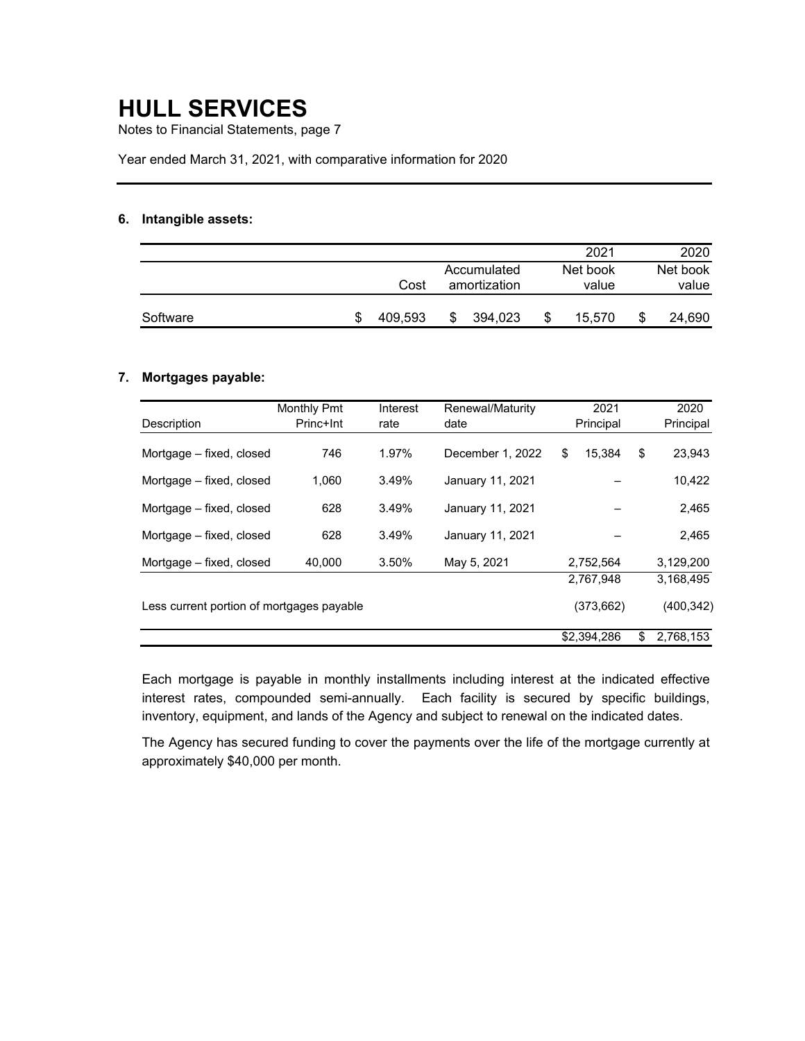# HULL SERVICES

Notes to Financial Statements, page 7

Year ended March 31, 2021, with comparative information for 2020

---

**6. Intangible assets:**

| | | | 2021 | 2020 |
|---|---|---|---|---|
| | Cost | Accumulated amortization | Net book value | Net book value |
| Software | $ 409,593 | $ 394,023 | $ 15,570 | $ 24,690 |

**7. Mortgages payable:**

| Description | Monthly Pmt Princ+Int | Interest rate | Renewal/Maturity date | 2021 Principal | 2020 Principal |
|---|---|---|---|---|---|
| Mortgage – fixed, closed | 746 | 1.97% | December 1, 2022 | $ 15,384 | $ 23,943 |
| Mortgage – fixed, closed | 1,060 | 3.49% | January 11, 2021 | – | 10,422 |
| Mortgage – fixed, closed | 628 | 3.49% | January 11, 2021 | – | 2,465 |
| Mortgage – fixed, closed | 628 | 3.49% | January 11, 2021 | – | 2,465 |
| Mortgage – fixed, closed | 40,000 | 3.50% | May 5, 2021 | 2,752,564 | 3,129,200 |
| | | | | 2,767,948 | 3,168,495 |
| Less current portion of mortgages payable | | | | (373,662) | (400,342) |
| | | | | $2,394,286 | $ 2,768,153 |

Each mortgage is payable in monthly installments including interest at the indicated effective interest rates, compounded semi-annually. Each facility is secured by specific buildings, inventory, equipment, and lands of the Agency and subject to renewal on the indicated dates.

The Agency has secured funding to cover the payments over the life of the mortgage currently at approximately $40,000 per month.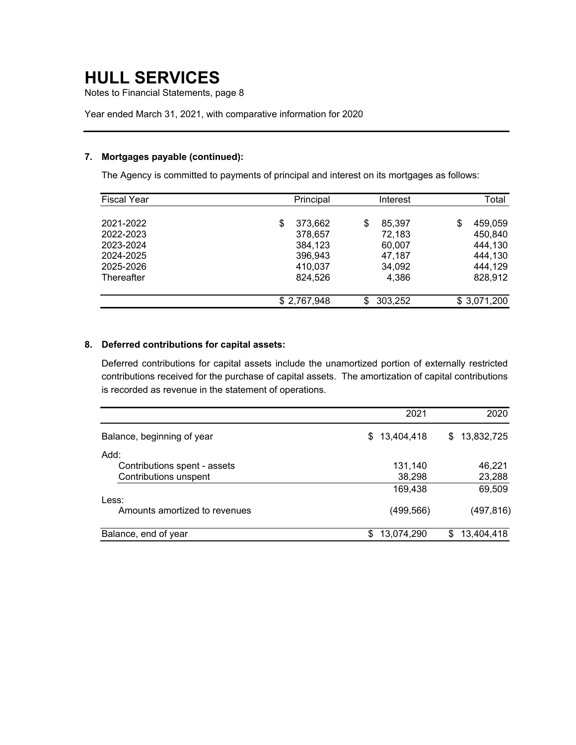# HULL SERVICES

Notes to Financial Statements, page 8

Year ended March 31, 2021, with comparative information for 2020

---

### 7. Mortgages payable (continued):

The Agency is committed to payments of principal and interest on its mortgages as follows:

| Fiscal Year | Principal | Interest | Total |
|---|---|---|---|
| 2021-2022 | $ 373,662 | $ 85,397 | $ 459,059 |
| 2022-2023 | 378,657 | 72,183 | 450,840 |
| 2023-2024 | 384,123 | 60,007 | 444,130 |
| 2024-2025 | 396,943 | 47,187 | 444,130 |
| 2025-2026 | 410,037 | 34,092 | 444,129 |
| Thereafter | 824,526 | 4,386 | 828,912 |
| | $ 2,767,948 | $ 303,252 | $ 3,071,200 |

### 8. Deferred contributions for capital assets:

Deferred contributions for capital assets include the unamortized portion of externally restricted contributions received for the purchase of capital assets. The amortization of capital contributions is recorded as revenue in the statement of operations.

| | 2021 | 2020 |
|---|---|---|
| Balance, beginning of year | $ 13,404,418 | $ 13,832,725 |
| Add: | | |
| Contributions spent - assets | 131,140 | 46,221 |
| Contributions unspent | 38,298 | 23,288 |
| | 169,438 | 69,509 |
| Less: | | |
| Amounts amortized to revenues | (499,566) | (497,816) |
| Balance, end of year | $ 13,074,290 | $ 13,404,418 |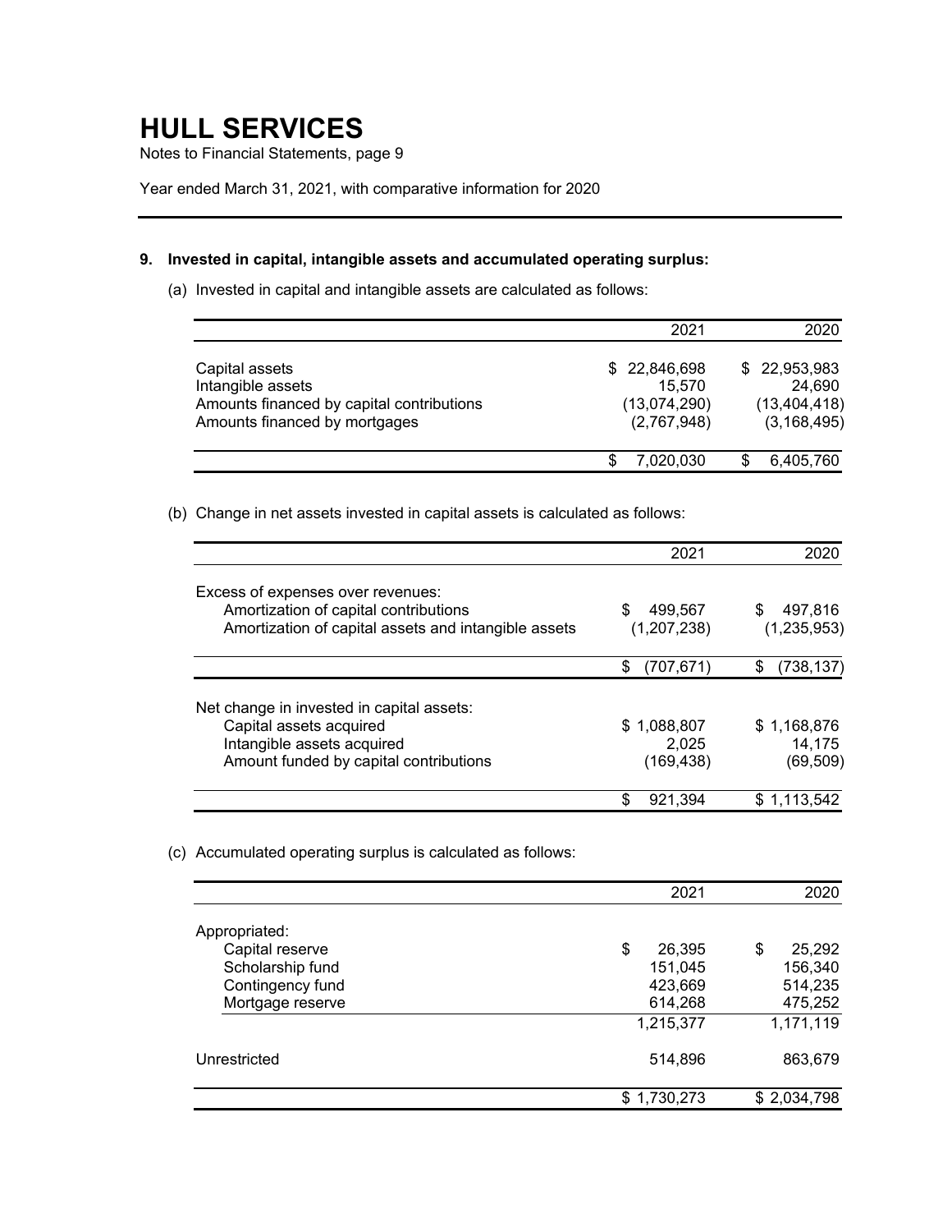# HULL SERVICES

Notes to Financial Statements, page 9

Year ended March 31, 2021, with comparative information for 2020

## 9. Invested in capital, intangible assets and accumulated operating surplus:

(a) Invested in capital and intangible assets are calculated as follows:

| | 2021 | 2020 |
|---|---|---|
| Capital assets | $ 22,846,698 | $ 22,953,983 |
| Intangible assets | 15,570 | 24,690 |
| Amounts financed by capital contributions | (13,074,290) | (13,404,418) |
| Amounts financed by mortgages | (2,767,948) | (3,168,495) |
| | $ 7,020,030 | $ 6,405,760 |

(b) Change in net assets invested in capital assets is calculated as follows:

| | 2021 | 2020 |
|---|---|---|
| Excess of expenses over revenues: | | |
| Amortization of capital contributions | $ 499,567 | $ 497,816 |
| Amortization of capital assets and intangible assets | (1,207,238) | (1,235,953) |
| | $ (707,671) | $ (738,137) |
| Net change in invested in capital assets: | | |
| Capital assets acquired | $ 1,088,807 | $ 1,168,876 |
| Intangible assets acquired | 2,025 | 14,175 |
| Amount funded by capital contributions | (169,438) | (69,509) |
| | $ 921,394 | $ 1,113,542 |

(c) Accumulated operating surplus is calculated as follows:

| | 2021 | 2020 |
|---|---|---|
| Appropriated: | | |
| Capital reserve | $ 26,395 | $ 25,292 |
| Scholarship fund | 151,045 | 156,340 |
| Contingency fund | 423,669 | 514,235 |
| Mortgage reserve | 614,268 | 475,252 |
| | 1,215,377 | 1,171,119 |
| Unrestricted | 514,896 | 863,679 |
| | $ 1,730,273 | $ 2,034,798 |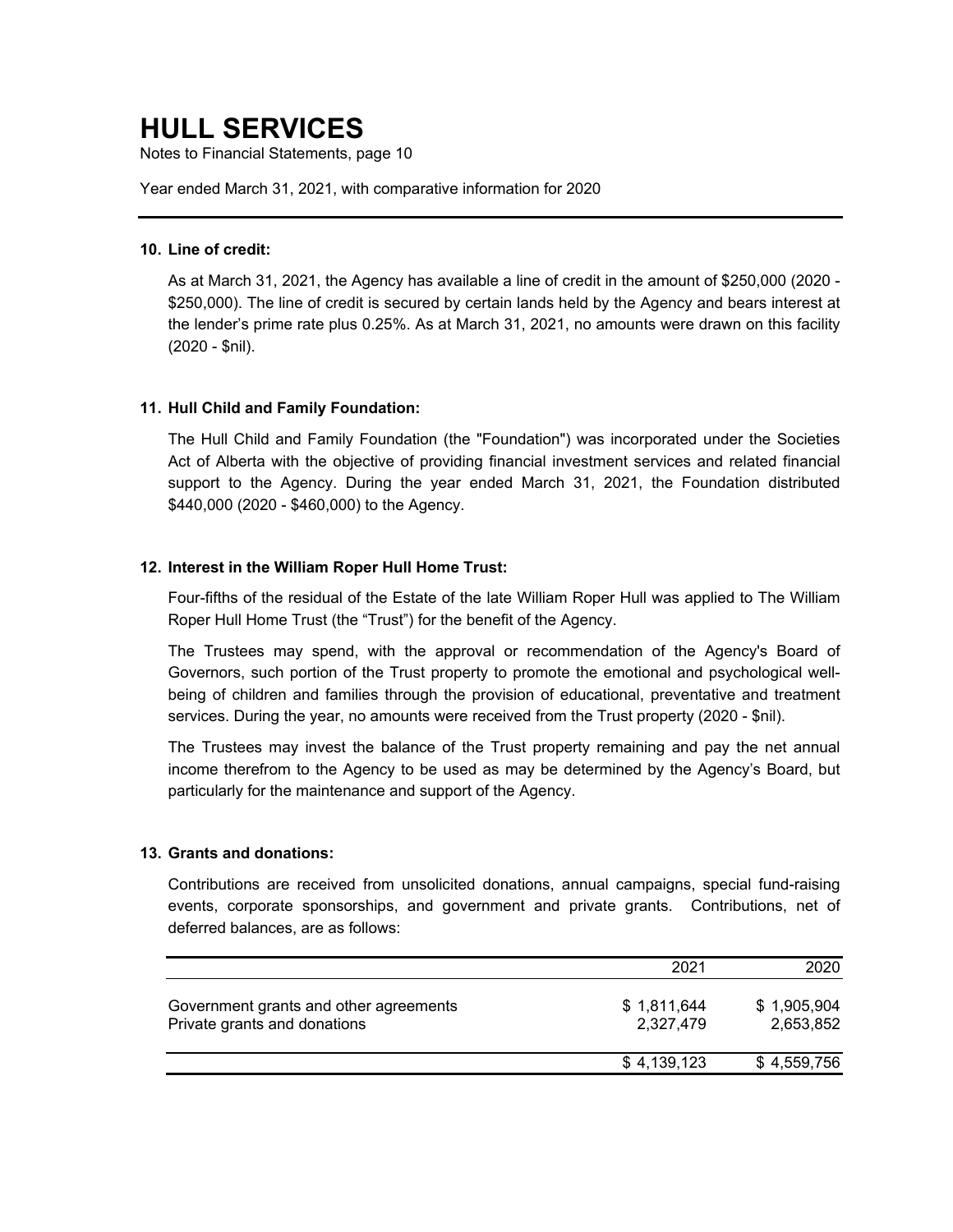# HULL SERVICES

Notes to Financial Statements, page 10

Year ended March 31, 2021, with comparative information for 2020

---

**10. Line of credit:**

As at March 31, 2021, the Agency has available a line of credit in the amount of $250,000 (2020 - $250,000). The line of credit is secured by certain lands held by the Agency and bears interest at the lender's prime rate plus 0.25%. As at March 31, 2021, no amounts were drawn on this facility (2020 - $nil).

**11. Hull Child and Family Foundation:**

The Hull Child and Family Foundation (the "Foundation") was incorporated under the Societies Act of Alberta with the objective of providing financial investment services and related financial support to the Agency. During the year ended March 31, 2021, the Foundation distributed $440,000 (2020 - $460,000) to the Agency.

**12. Interest in the William Roper Hull Home Trust:**

Four-fifths of the residual of the Estate of the late William Roper Hull was applied to The William Roper Hull Home Trust (the "Trust") for the benefit of the Agency.

The Trustees may spend, with the approval or recommendation of the Agency's Board of Governors, such portion of the Trust property to promote the emotional and psychological well-being of children and families through the provision of educational, preventative and treatment services. During the year, no amounts were received from the Trust property (2020 - $nil).

The Trustees may invest the balance of the Trust property remaining and pay the net annual income therefrom to the Agency to be used as may be determined by the Agency's Board, but particularly for the maintenance and support of the Agency.

**13. Grants and donations:**

Contributions are received from unsolicited donations, annual campaigns, special fund-raising events, corporate sponsorships, and government and private grants. Contributions, net of deferred balances, are as follows:

| | 2021 | 2020 |
|---|---:|---:|
| Government grants and other agreements | $ 1,811,644 | $ 1,905,904 |
| Private grants and donations | 2,327,479 | 2,653,852 |
| | $ 4,139,123 | $ 4,559,756 |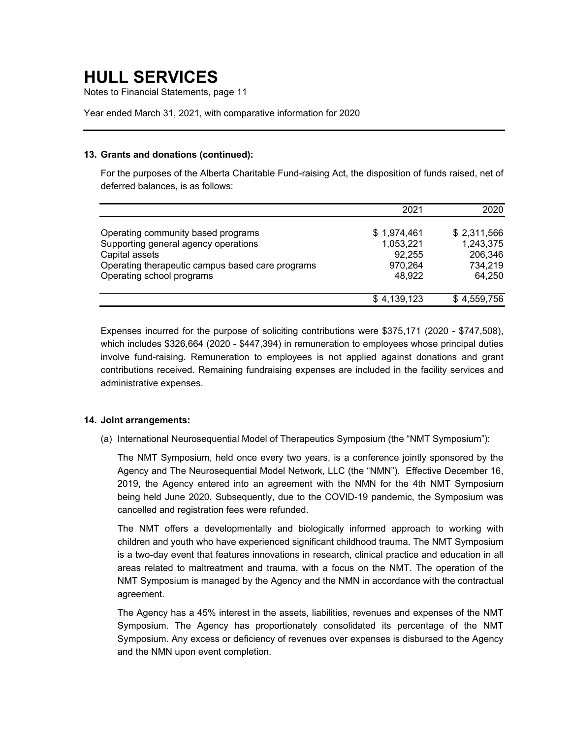# HULL SERVICES

Notes to Financial Statements, page 11

Year ended March 31, 2021, with comparative information for 2020

### 13. Grants and donations (continued):

For the purposes of the Alberta Charitable Fund-raising Act, the disposition of funds raised, net of deferred balances, is as follows:

| | 2021 | 2020 |
|---|---|---|
| Operating community based programs | $ 1,974,461 | $ 2,311,566 |
| Supporting general agency operations | 1,053,221 | 1,243,375 |
| Capital assets | 92,255 | 206,346 |
| Operating therapeutic campus based care programs | 970,264 | 734,219 |
| Operating school programs | 48,922 | 64,250 |
| | $ 4,139,123 | $ 4,559,756 |

Expenses incurred for the purpose of soliciting contributions were $375,171 (2020 - $747,508), which includes $326,664 (2020 - $447,394) in remuneration to employees whose principal duties involve fund-raising. Remuneration to employees is not applied against donations and grant contributions received. Remaining fundraising expenses are included in the facility services and administrative expenses.

### 14. Joint arrangements:

(a) International Neurosequential Model of Therapeutics Symposium (the "NMT Symposium"):

The NMT Symposium, held once every two years, is a conference jointly sponsored by the Agency and The Neurosequential Model Network, LLC (the "NMN"). Effective December 16, 2019, the Agency entered into an agreement with the NMN for the 4th NMT Symposium being held June 2020. Subsequently, due to the COVID-19 pandemic, the Symposium was cancelled and registration fees were refunded.

The NMT offers a developmentally and biologically informed approach to working with children and youth who have experienced significant childhood trauma. The NMT Symposium is a two-day event that features innovations in research, clinical practice and education in all areas related to maltreatment and trauma, with a focus on the NMT. The operation of the NMT Symposium is managed by the Agency and the NMN in accordance with the contractual agreement.

The Agency has a 45% interest in the assets, liabilities, revenues and expenses of the NMT Symposium. The Agency has proportionately consolidated its percentage of the NMT Symposium. Any excess or deficiency of revenues over expenses is disbursed to the Agency and the NMN upon event completion.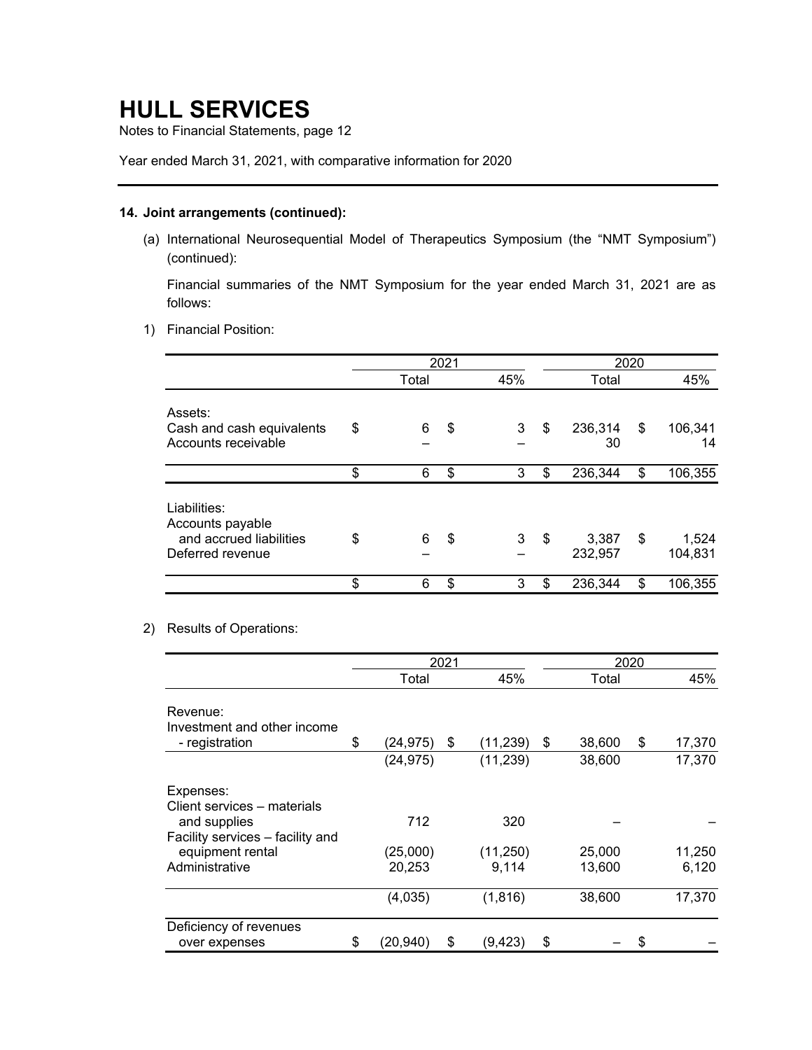# HULL SERVICES

Notes to Financial Statements, page 12

Year ended March 31, 2021, with comparative information for 2020

**14. Joint arrangements (continued):**

(a) International Neurosequential Model of Therapeutics Symposium (the "NMT Symposium") (continued):

Financial summaries of the NMT Symposium for the year ended March 31, 2021 are as follows:

1) Financial Position:

| | 2021 | | 2020 | |
|---|---|---|---|---|
| | Total | 45% | Total | 45% |
| Assets: | | | | |
| Cash and cash equivalents | $ 6 | $ 3 | $ 236,314 | $ 106,341 |
| Accounts receivable | – | – | 30 | 14 |
| | $ 6 | $ 3 | $ 236,344 | $ 106,355 |
| Liabilities: | | | | |
| Accounts payable and accrued liabilities | $ 6 | $ 3 | $ 3,387 | $ 1,524 |
| Deferred revenue | – | – | 232,957 | 104,831 |
| | $ 6 | $ 3 | $ 236,344 | $ 106,355 |

2) Results of Operations:

| | 2021 | | 2020 | |
|---|---|---|---|---|
| | Total | 45% | Total | 45% |
| Revenue: | | | | |
| Investment and other income - registration | $ (24,975) | $ (11,239) | $ 38,600 | $ 17,370 |
| | (24,975) | (11,239) | 38,600 | 17,370 |
| Expenses: | | | | |
| Client services – materials and supplies | 712 | 320 | – | – |
| Facility services – facility and equipment rental | (25,000) | (11,250) | 25,000 | 11,250 |
| Administrative | 20,253 | 9,114 | 13,600 | 6,120 |
| | (4,035) | (1,816) | 38,600 | 17,370 |
| Deficiency of revenues over expenses | $ (20,940) | $ (9,423) | $ – | $ – |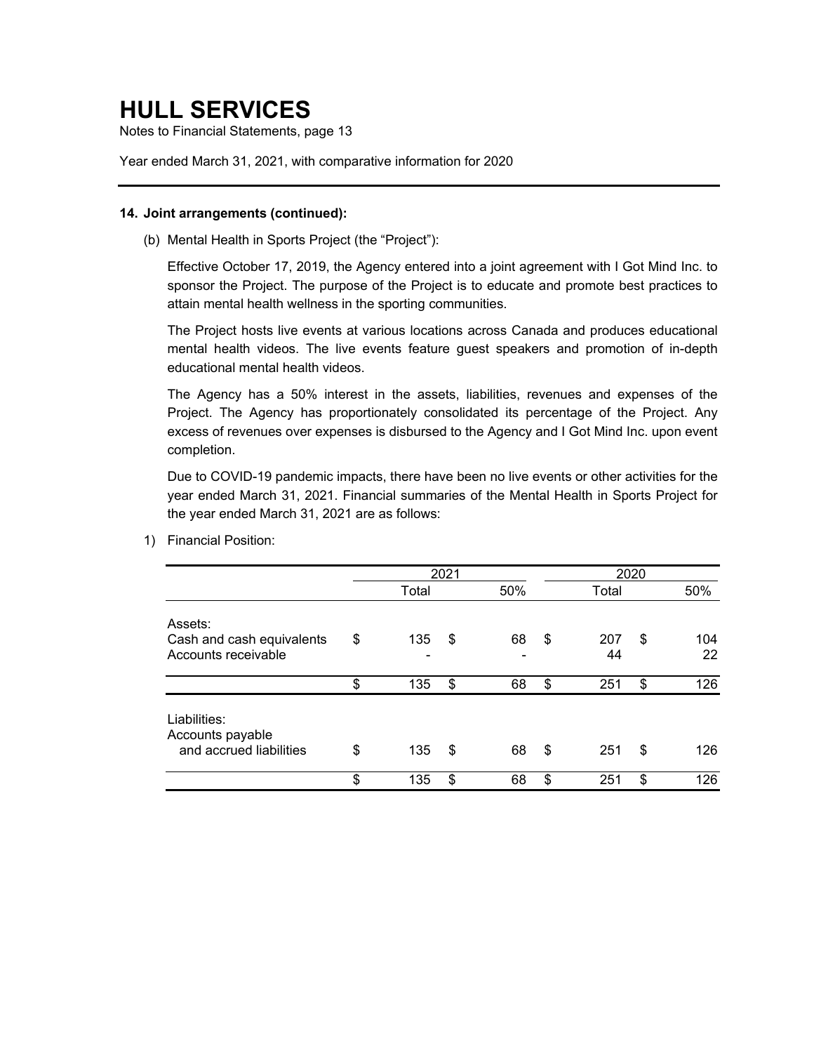# HULL SERVICES

Notes to Financial Statements, page 13

Year ended March 31, 2021, with comparative information for 2020

**14. Joint arrangements (continued):**

(b) Mental Health in Sports Project (the "Project"):

Effective October 17, 2019, the Agency entered into a joint agreement with I Got Mind Inc. to sponsor the Project. The purpose of the Project is to educate and promote best practices to attain mental health wellness in the sporting communities.

The Project hosts live events at various locations across Canada and produces educational mental health videos. The live events feature guest speakers and promotion of in-depth educational mental health videos.

The Agency has a 50% interest in the assets, liabilities, revenues and expenses of the Project. The Agency has proportionately consolidated its percentage of the Project. Any excess of revenues over expenses is disbursed to the Agency and I Got Mind Inc. upon event completion.

Due to COVID-19 pandemic impacts, there have been no live events or other activities for the year ended March 31, 2021. Financial summaries of the Mental Health in Sports Project for the year ended March 31, 2021 are as follows:

1) Financial Position:

| | 2021 | | 2020 | |
|---|---|---|---|---|
| | Total | 50% | Total | 50% |
| Assets: | | | | |
| Cash and cash equivalents | $ 135 | $ 68 | $ 207 | $ 104 |
| Accounts receivable | - | - | 44 | 22 |
| | $ 135 | $ 68 | $ 251 | $ 126 |
| Liabilities: | | | | |
| Accounts payable and accrued liabilities | $ 135 | $ 68 | $ 251 | $ 126 |
| | $ 135 | $ 68 | $ 251 | $ 126 |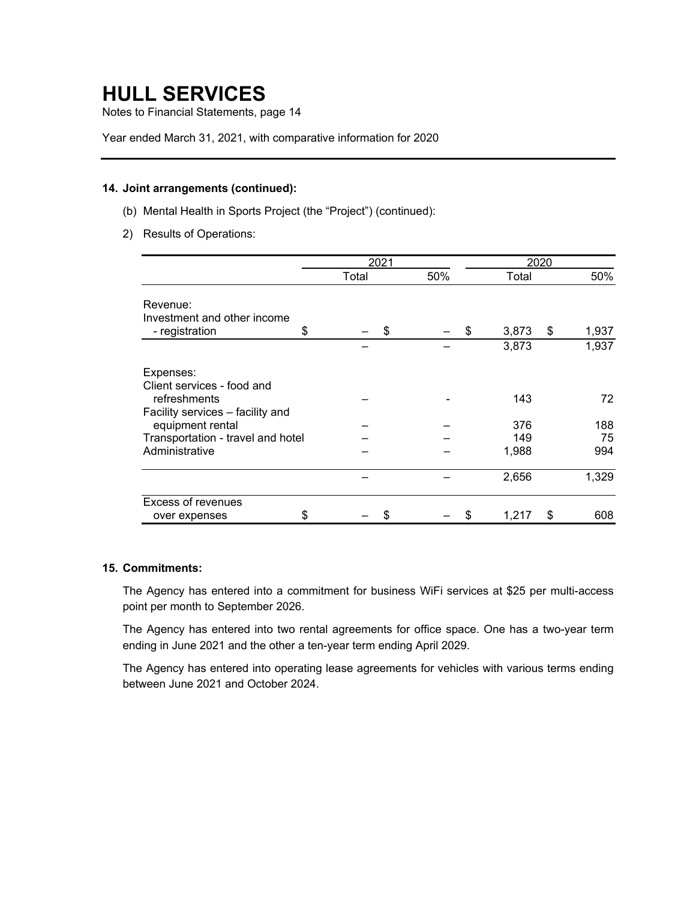# HULL SERVICES

Notes to Financial Statements, page 14

Year ended March 31, 2021, with comparative information for 2020

### 14. Joint arrangements (continued):

(b) Mental Health in Sports Project (the "Project") (continued):

2) Results of Operations:

| | 2021 | | 2020 | |
|---|---|---|---|---|
| | Total | 50% | Total | 50% |
| Revenue: | | | | |
| Investment and other income - registration | $ – | $ – | $ 3,873 | $ 1,937 |
| | – | – | 3,873 | 1,937 |
| Expenses: | | | | |
| Client services - food and refreshments | – | - | 143 | 72 |
| Facility services – facility and equipment rental | – | – | 376 | 188 |
| Transportation - travel and hotel | – | – | 149 | 75 |
| Administrative | – | – | 1,988 | 994 |
| | – | – | 2,656 | 1,329 |
| Excess of revenues over expenses | $ – | $ – | $ 1,217 | $ 608 |

### 15. Commitments:

The Agency has entered into a commitment for business WiFi services at $25 per multi-access point per month to September 2026.

The Agency has entered into two rental agreements for office space. One has a two-year term ending in June 2021 and the other a ten-year term ending April 2029.

The Agency has entered into operating lease agreements for vehicles with various terms ending between June 2021 and October 2024.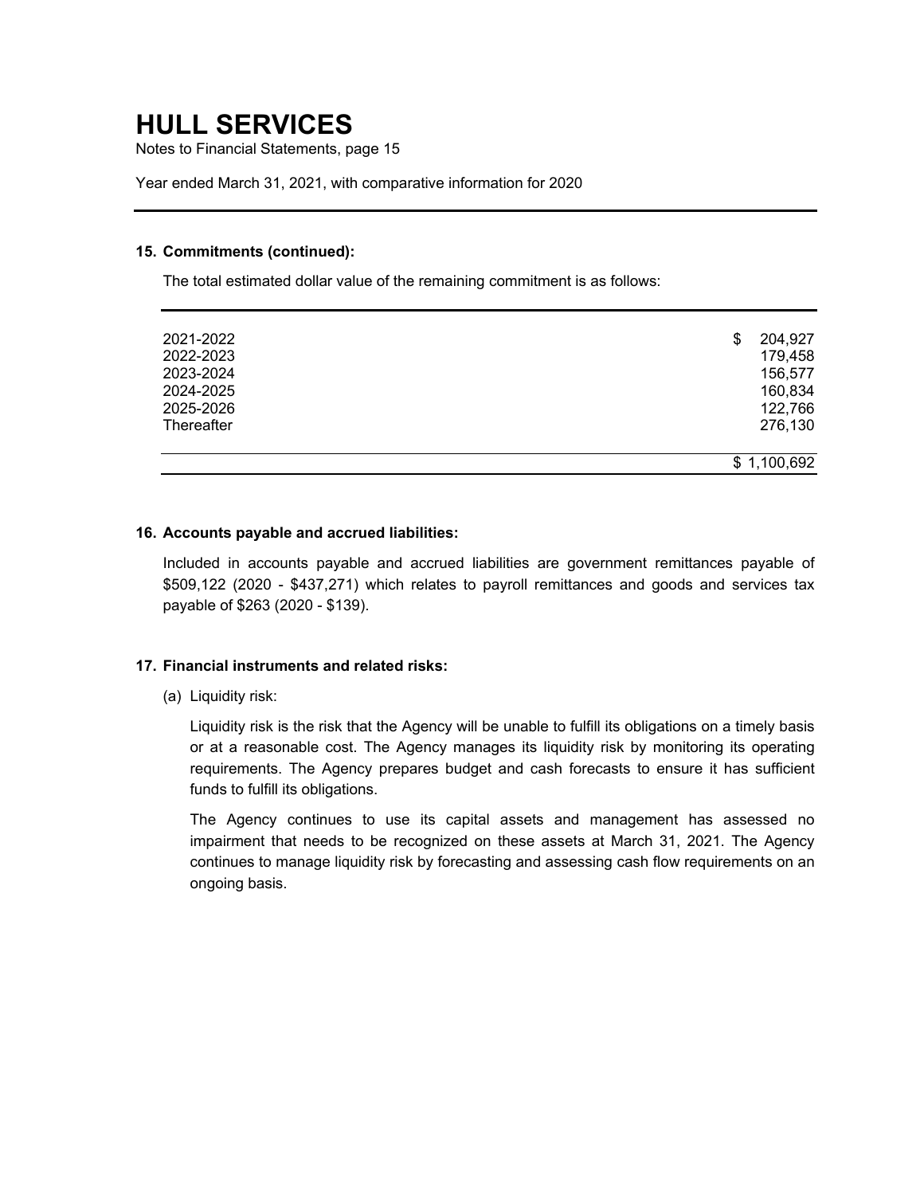# HULL SERVICES

Notes to Financial Statements, page 15

Year ended March 31, 2021, with comparative information for 2020

## 15. Commitments (continued):

The total estimated dollar value of the remaining commitment is as follows:

| | |
|---|---|
| 2021-2022 | $ 204,927 |
| 2022-2023 | 179,458 |
| 2023-2024 | 156,577 |
| 2024-2025 | 160,834 |
| 2025-2026 | 122,766 |
| Thereafter | 276,130 |
| | $ 1,100,692 |

## 16. Accounts payable and accrued liabilities:

Included in accounts payable and accrued liabilities are government remittances payable of $509,122 (2020 - $437,271) which relates to payroll remittances and goods and services tax payable of $263 (2020 - $139).

## 17. Financial instruments and related risks:

(a) Liquidity risk:

Liquidity risk is the risk that the Agency will be unable to fulfill its obligations on a timely basis or at a reasonable cost. The Agency manages its liquidity risk by monitoring its operating requirements. The Agency prepares budget and cash forecasts to ensure it has sufficient funds to fulfill its obligations.

The Agency continues to use its capital assets and management has assessed no impairment that needs to be recognized on these assets at March 31, 2021. The Agency continues to manage liquidity risk by forecasting and assessing cash flow requirements on an ongoing basis.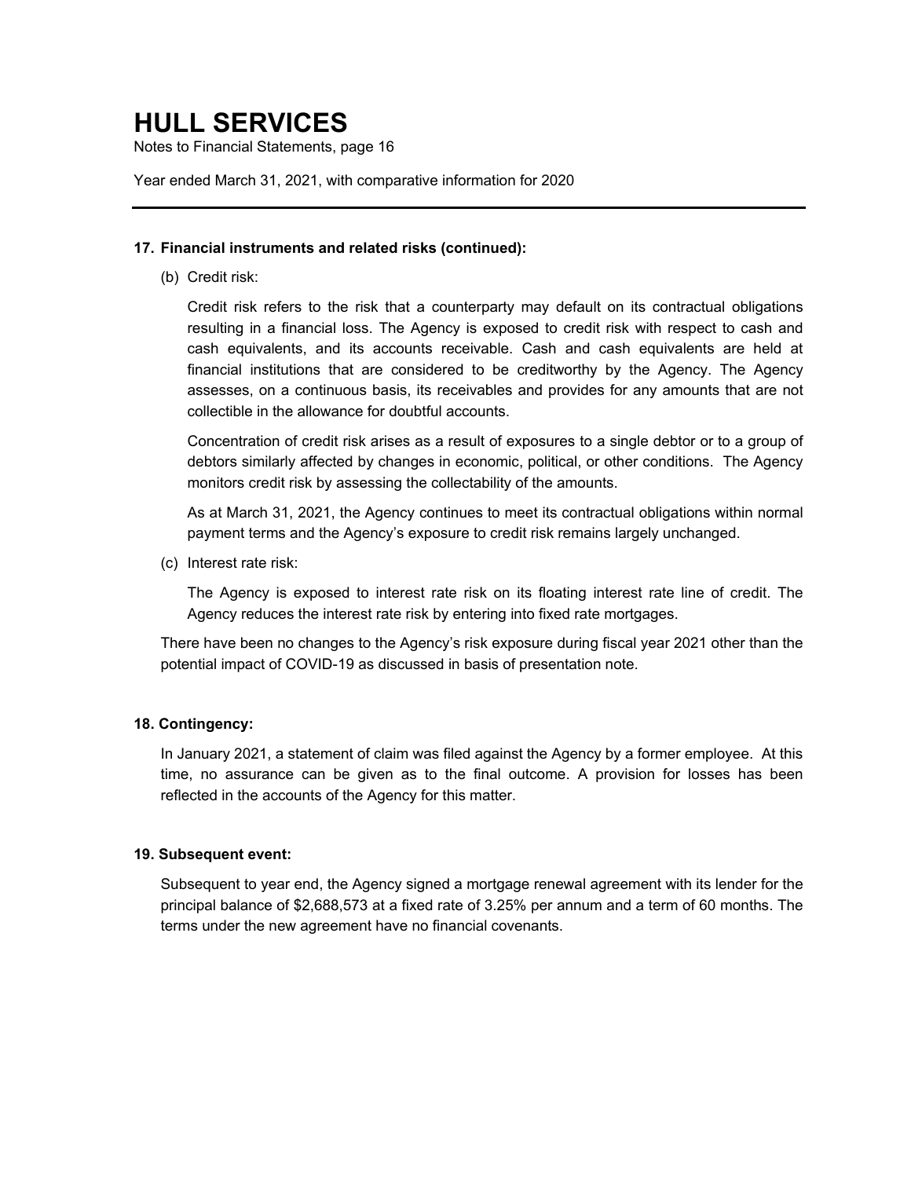# HULL SERVICES

Notes to Financial Statements, page 16

Year ended March 31, 2021, with comparative information for 2020

---

**17. Financial instruments and related risks (continued):**

(b) Credit risk:

Credit risk refers to the risk that a counterparty may default on its contractual obligations resulting in a financial loss. The Agency is exposed to credit risk with respect to cash and cash equivalents, and its accounts receivable. Cash and cash equivalents are held at financial institutions that are considered to be creditworthy by the Agency. The Agency assesses, on a continuous basis, its receivables and provides for any amounts that are not collectible in the allowance for doubtful accounts.

Concentration of credit risk arises as a result of exposures to a single debtor or to a group of debtors similarly affected by changes in economic, political, or other conditions. The Agency monitors credit risk by assessing the collectability of the amounts.

As at March 31, 2021, the Agency continues to meet its contractual obligations within normal payment terms and the Agency's exposure to credit risk remains largely unchanged.

(c) Interest rate risk:

The Agency is exposed to interest rate risk on its floating interest rate line of credit. The Agency reduces the interest rate risk by entering into fixed rate mortgages.

There have been no changes to the Agency's risk exposure during fiscal year 2021 other than the potential impact of COVID-19 as discussed in basis of presentation note.

**18. Contingency:**

In January 2021, a statement of claim was filed against the Agency by a former employee. At this time, no assurance can be given as to the final outcome. A provision for losses has been reflected in the accounts of the Agency for this matter.

**19. Subsequent event:**

Subsequent to year end, the Agency signed a mortgage renewal agreement with its lender for the principal balance of $2,688,573 at a fixed rate of 3.25% per annum and a term of 60 months. The terms under the new agreement have no financial covenants.